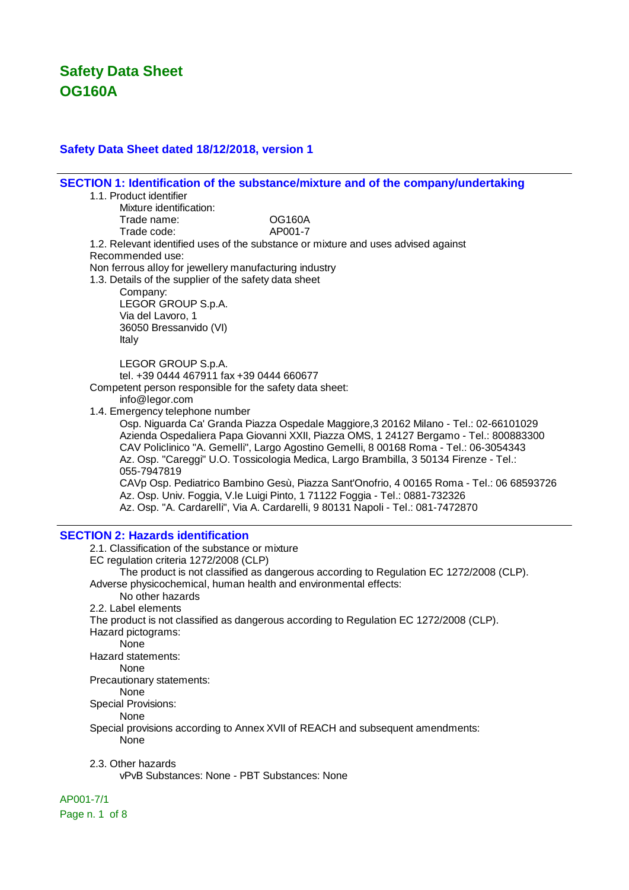# Safety Data Sheet
# OG160A

## Safety Data Sheet dated 18/12/2018, version 1

## SECTION 1: Identification of the substance/mixture and of the company/undertaking

1.1. Product identifier

Mixture identification:

Trade name: OG160A

Trade code: AP001-7

1.2. Relevant identified uses of the substance or mixture and uses advised against

Recommended use:

Non ferrous alloy for jewellery manufacturing industry

1.3. Details of the supplier of the safety data sheet

Company:
LEGOR GROUP S.p.A.
Via del Lavoro, 1
36050 Bressanvido (VI)
Italy

LEGOR GROUP S.p.A.
tel. +39 0444 467911 fax +39 0444 660677

Competent person responsible for the safety data sheet:
info@legor.com

1.4. Emergency telephone number

Osp. Niguarda Ca' Granda Piazza Ospedale Maggiore,3 20162 Milano - Tel.: 02-66101029
Azienda Ospedaliera Papa Giovanni XXII, Piazza OMS, 1 24127 Bergamo - Tel.: 800883300
CAV Policlinico "A. Gemelli", Largo Agostino Gemelli, 8 00168 Roma - Tel.: 06-3054343
Az. Osp. "Careggi" U.O. Tossicologia Medica, Largo Brambilla, 3 50134 Firenze - Tel.: 055-7947819
CAVp Osp. Pediatrico Bambino Gesù, Piazza Sant'Onofrio, 4 00165 Roma - Tel.: 06 68593726
Az. Osp. Univ. Foggia, V.le Luigi Pinto, 1 71122 Foggia - Tel.: 0881-732326
Az. Osp. "A. Cardarelli", Via A. Cardarelli, 9 80131 Napoli - Tel.: 081-7472870

## SECTION 2: Hazards identification

2.1. Classification of the substance or mixture

EC regulation criteria 1272/2008 (CLP)

The product is not classified as dangerous according to Regulation EC 1272/2008 (CLP).

Adverse physicochemical, human health and environmental effects:

No other hazards

2.2. Label elements

The product is not classified as dangerous according to Regulation EC 1272/2008 (CLP).

Hazard pictograms:

None

Hazard statements:

None

Precautionary statements:

None

Special Provisions:

None

Special provisions according to Annex XVII of REACH and subsequent amendments:

None

2.3. Other hazards

vPvB Substances: None - PBT Substances: None

AP001-7/1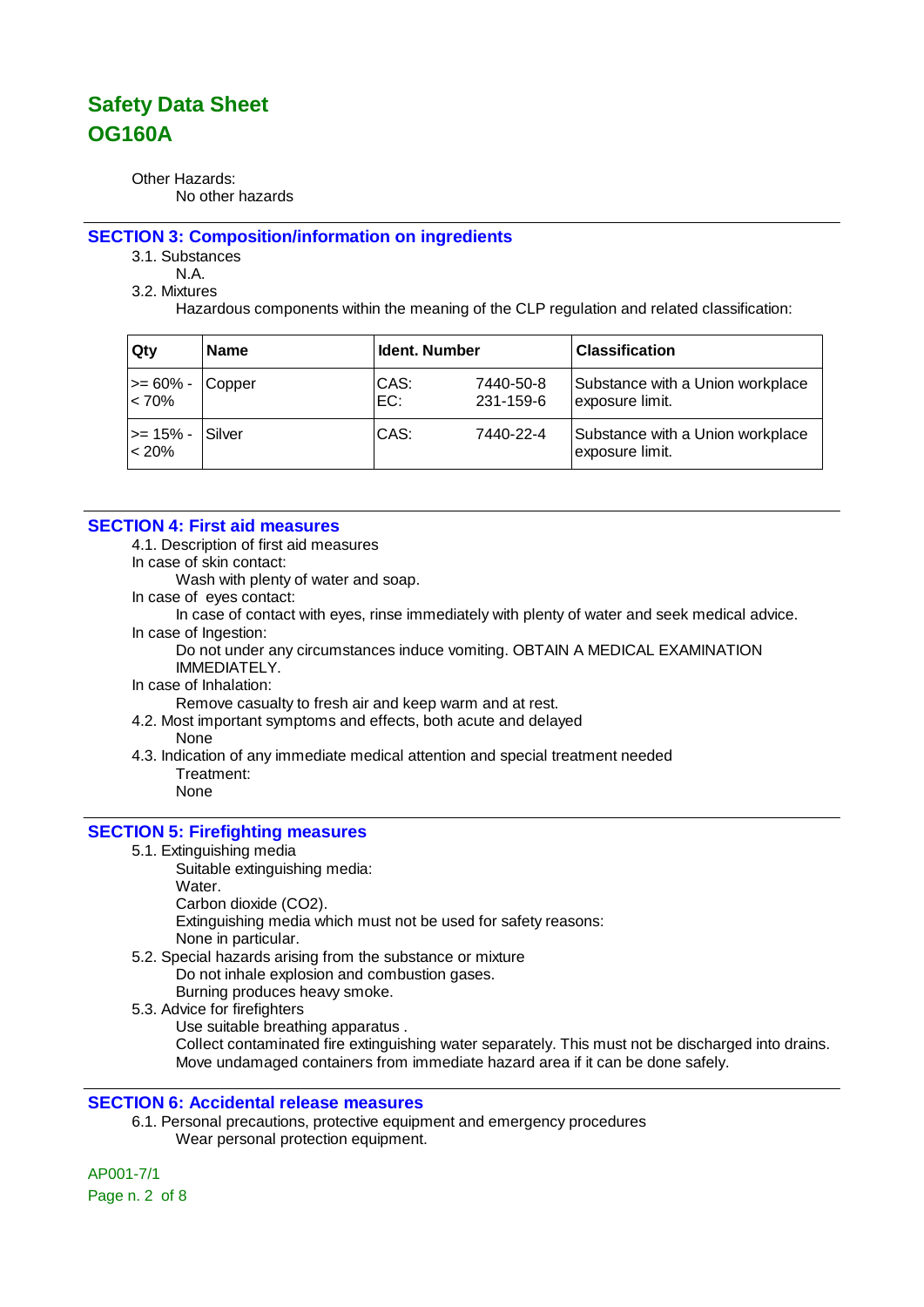Other Hazards:

No other hazards

## SECTION 3: Composition/information on ingredients

3.1. Substances

N.A.

3.2. Mixtures

Hazardous components within the meaning of the CLP regulation and related classification:

| Qty | Name | Ident. Number | | Classification |
|---|---|---|---|---|
| >= 60% - < 70% | Copper | CAS:<br>EC: | 7440-50-8<br>231-159-6 | Substance with a Union workplace exposure limit. |
| >= 15% - < 20% | Silver | CAS: | 7440-22-4 | Substance with a Union workplace exposure limit. |

## SECTION 4: First aid measures

4.1. Description of first aid measures

In case of skin contact:

Wash with plenty of water and soap.

In case of eyes contact:

In case of contact with eyes, rinse immediately with plenty of water and seek medical advice.

In case of Ingestion:

Do not under any circumstances induce vomiting. OBTAIN A MEDICAL EXAMINATION IMMEDIATELY.

In case of Inhalation:

Remove casualty to fresh air and keep warm and at rest.

4.2. Most important symptoms and effects, both acute and delayed

None

4.3. Indication of any immediate medical attention and special treatment needed

Treatment:

None

## SECTION 5: Firefighting measures

5.1. Extinguishing media

Suitable extinguishing media:

Water.

Carbon dioxide ($CO_2$).

Extinguishing media which must not be used for safety reasons:

None in particular.

5.2. Special hazards arising from the substance or mixture

Do not inhale explosion and combustion gases.

Burning produces heavy smoke.

5.3. Advice for firefighters

Use suitable breathing apparatus .

Collect contaminated fire extinguishing water separately. This must not be discharged into drains.

Move undamaged containers from immediate hazard area if it can be done safely.

## SECTION 6: Accidental release measures

6.1. Personal precautions, protective equipment and emergency procedures

Wear personal protection equipment.

AP001-7/1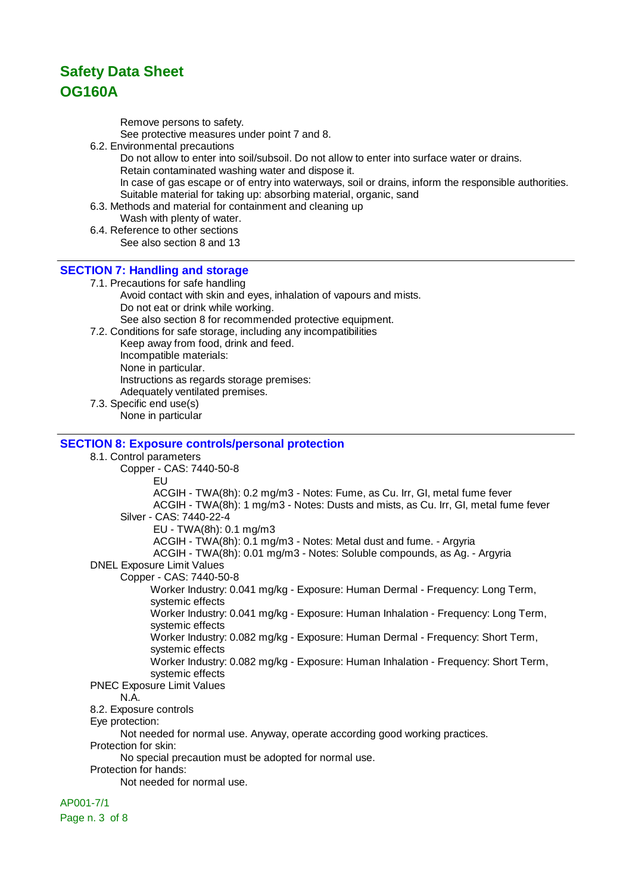Remove persons to safety.
See protective measures under point 7 and 8.

6.2. Environmental precautions

Do not allow to enter into soil/subsoil. Do not allow to enter into surface water or drains.
Retain contaminated washing water and dispose it.
In case of gas escape or of entry into waterways, soil or drains, inform the responsible authorities.
Suitable material for taking up: absorbing material, organic, sand

6.3. Methods and material for containment and cleaning up

Wash with plenty of water.

6.4. Reference to other sections

See also section 8 and 13

## SECTION 7: Handling and storage

7.1. Precautions for safe handling

Avoid contact with skin and eyes, inhalation of vapours and mists.
Do not eat or drink while working.
See also section 8 for recommended protective equipment.

7.2. Conditions for safe storage, including any incompatibilities

Keep away from food, drink and feed.
Incompatible materials:
None in particular.
Instructions as regards storage premises:
Adequately ventilated premises.

7.3. Specific end use(s)

None in particular

## SECTION 8: Exposure controls/personal protection

8.1. Control parameters

Copper - CAS: 7440-50-8

EU
ACGIH - TWA(8h): 0.2 mg/m3 - Notes: Fume, as Cu. Irr, GI, metal fume fever
ACGIH - TWA(8h): 1 mg/m3 - Notes: Dusts and mists, as Cu. Irr, GI, metal fume fever

Silver - CAS: 7440-22-4

EU - TWA(8h): 0.1 mg/m3
ACGIH - TWA(8h): 0.1 mg/m3 - Notes: Metal dust and fume. - Argyria
ACGIH - TWA(8h): 0.01 mg/m3 - Notes: Soluble compounds, as Ag. - Argyria

DNEL Exposure Limit Values

Copper - CAS: 7440-50-8

Worker Industry: 0.041 mg/kg - Exposure: Human Dermal - Frequency: Long Term, systemic effects
Worker Industry: 0.041 mg/kg - Exposure: Human Inhalation - Frequency: Long Term, systemic effects
Worker Industry: 0.082 mg/kg - Exposure: Human Dermal - Frequency: Short Term, systemic effects
Worker Industry: 0.082 mg/kg - Exposure: Human Inhalation - Frequency: Short Term, systemic effects

PNEC Exposure Limit Values

N.A.

8.2. Exposure controls

Eye protection:

Not needed for normal use. Anyway, operate according good working practices.

Protection for skin:

No special precaution must be adopted for normal use.

Protection for hands:

Not needed for normal use.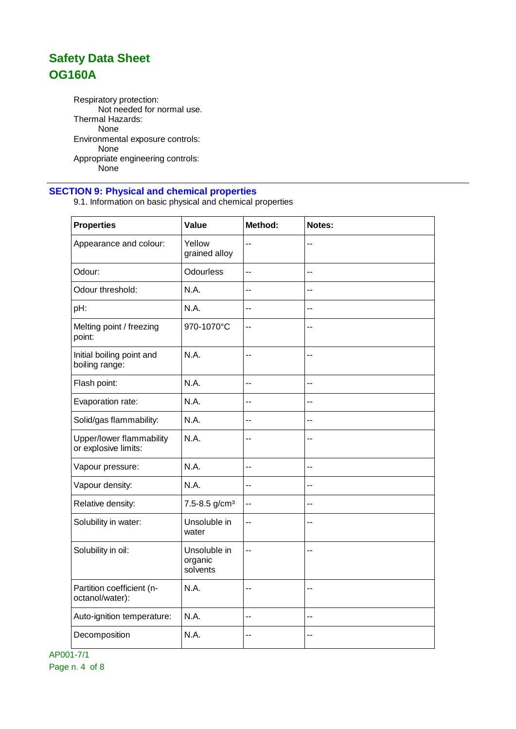Respiratory protection:
Not needed for normal use.
Thermal Hazards:
None
Environmental exposure controls:
None
Appropriate engineering controls:
None

## SECTION 9: Physical and chemical properties

9.1. Information on basic physical and chemical properties

| Properties | Value | Method: | Notes: |
|---|---|---|---|
| Appearance and colour: | Yellow grained alloy | -- | -- |
| Odour: | Odourless | -- | -- |
| Odour threshold: | N.A. | -- | -- |
| pH: | N.A. | -- | -- |
| Melting point / freezing point: | 970-1070°C | -- | -- |
| Initial boiling point and boiling range: | N.A. | -- | -- |
| Flash point: | N.A. | -- | -- |
| Evaporation rate: | N.A. | -- | -- |
| Solid/gas flammability: | N.A. | -- | -- |
| Upper/lower flammability or explosive limits: | N.A. | -- | -- |
| Vapour pressure: | N.A. | -- | -- |
| Vapour density: | N.A. | -- | -- |
| Relative density: | 7.5-8.5 g/cm³ | -- | -- |
| Solubility in water: | Unsoluble in water | -- | -- |
| Solubility in oil: | Unsoluble in organic solvents | -- | -- |
| Partition coefficient (n-octanol/water): | N.A. | -- | -- |
| Auto-ignition temperature: | N.A. | -- | -- |
| Decomposition | N.A. | -- | -- |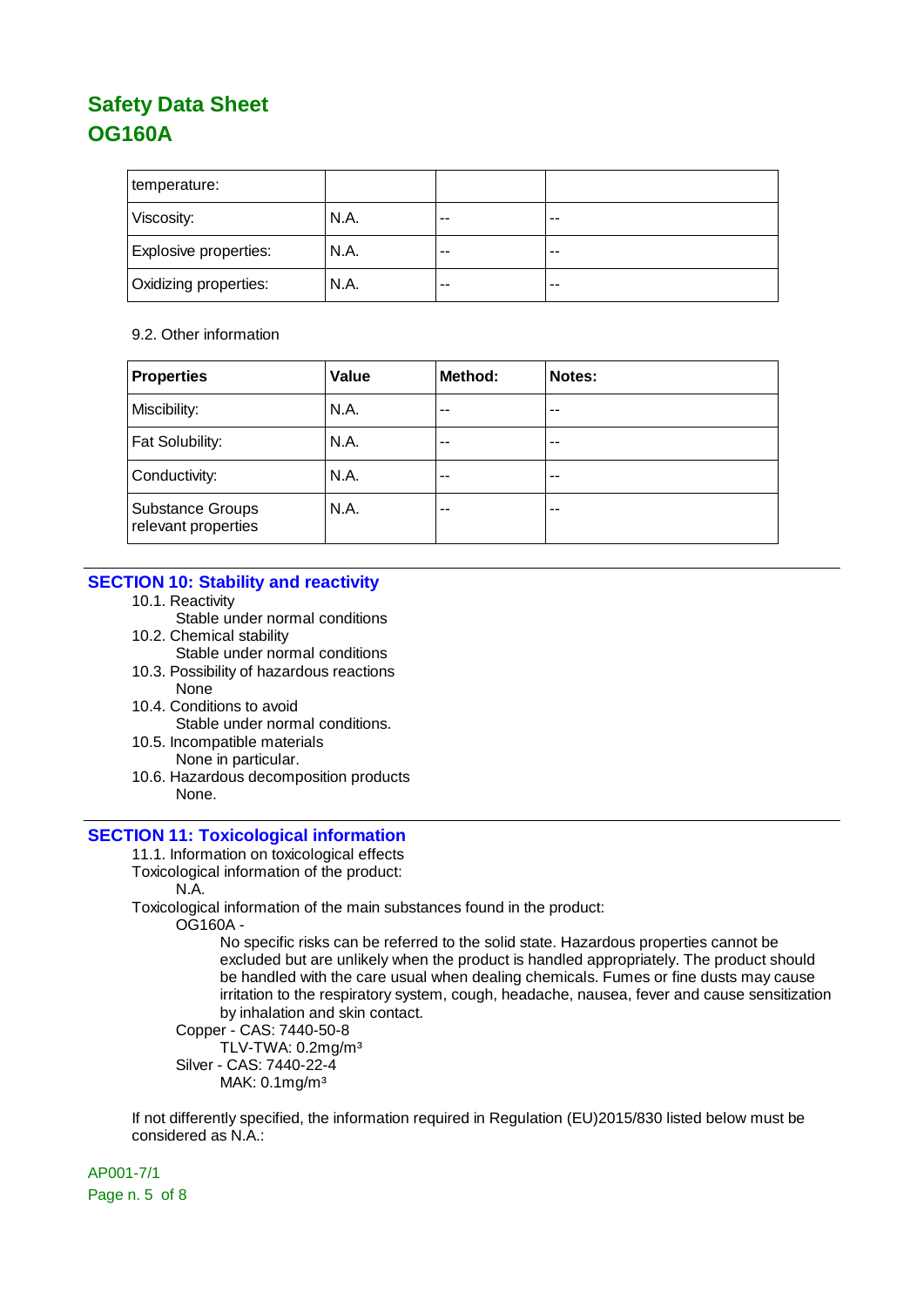| temperature: | | | |
|---|---|---|---|
| Viscosity: | N.A. | -- | -- |
| Explosive properties: | N.A. | -- | -- |
| Oxidizing properties: | N.A. | -- | -- |

9.2. Other information

| Properties | Value | Method: | Notes: |
|---|---|---|---|
| Miscibility: | N.A. | -- | -- |
| Fat Solubility: | N.A. | -- | -- |
| Conductivity: | N.A. | -- | -- |
| Substance Groups relevant properties | N.A. | -- | -- |

## SECTION 10: Stability and reactivity

10.1. Reactivity
Stable under normal conditions

10.2. Chemical stability
Stable under normal conditions

10.3. Possibility of hazardous reactions
None

10.4. Conditions to avoid
Stable under normal conditions.

10.5. Incompatible materials
None in particular.

10.6. Hazardous decomposition products
None.

## SECTION 11: Toxicological information

11.1. Information on toxicological effects

Toxicological information of the product:
N.A.

Toxicological information of the main substances found in the product:

OG160A -
No specific risks can be referred to the solid state. Hazardous properties cannot be excluded but are unlikely when the product is handled appropriately. The product should be handled with the care usual when dealing chemicals. Fumes or fine dusts may cause irritation to the respiratory system, cough, headache, nausea, fever and cause sensitization by inhalation and skin contact.

Copper - CAS: 7440-50-8
TLV-TWA: 0.2mg/m³

Silver - CAS: 7440-22-4
MAK: 0.1mg/m³

If not differently specified, the information required in Regulation (EU)2015/830 listed below must be considered as N.A.:

AP001-7/1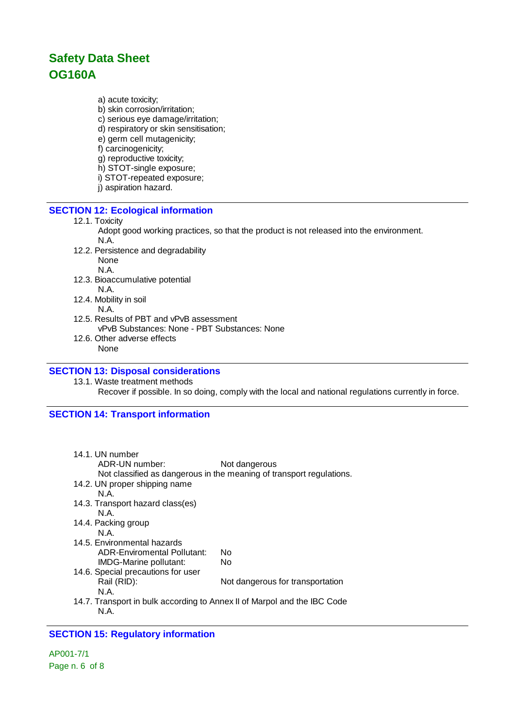a) acute toxicity;
b) skin corrosion/irritation;
c) serious eye damage/irritation;
d) respiratory or skin sensitisation;
e) germ cell mutagenicity;
f) carcinogenicity;
g) reproductive toxicity;
h) STOT-single exposure;
i) STOT-repeated exposure;
j) aspiration hazard.

## SECTION 12: Ecological information

12.1. Toxicity

Adopt good working practices, so that the product is not released into the environment.
N.A.

12.2. Persistence and degradability

None
N.A.

12.3. Bioaccumulative potential

N.A.

12.4. Mobility in soil

N.A.

12.5. Results of PBT and vPvB assessment

vPvB Substances: None - PBT Substances: None

12.6. Other adverse effects

None

## SECTION 13: Disposal considerations

13.1. Waste treatment methods

Recover if possible. In so doing, comply with the local and national regulations currently in force.

## SECTION 14: Transport information

14.1. UN number

ADR-UN number: Not dangerous
Not classified as dangerous in the meaning of transport regulations.

14.2. UN proper shipping name

N.A.

14.3. Transport hazard class(es)

N.A.

14.4. Packing group

N.A.

14.5. Environmental hazards

ADR-Enviromental Pollutant: No
IMDG-Marine pollutant: No

14.6. Special precautions for user

Rail (RID): Not dangerous for transportation
N.A.

14.7. Transport in bulk according to Annex II of Marpol and the IBC Code

N.A.

## SECTION 15: Regulatory information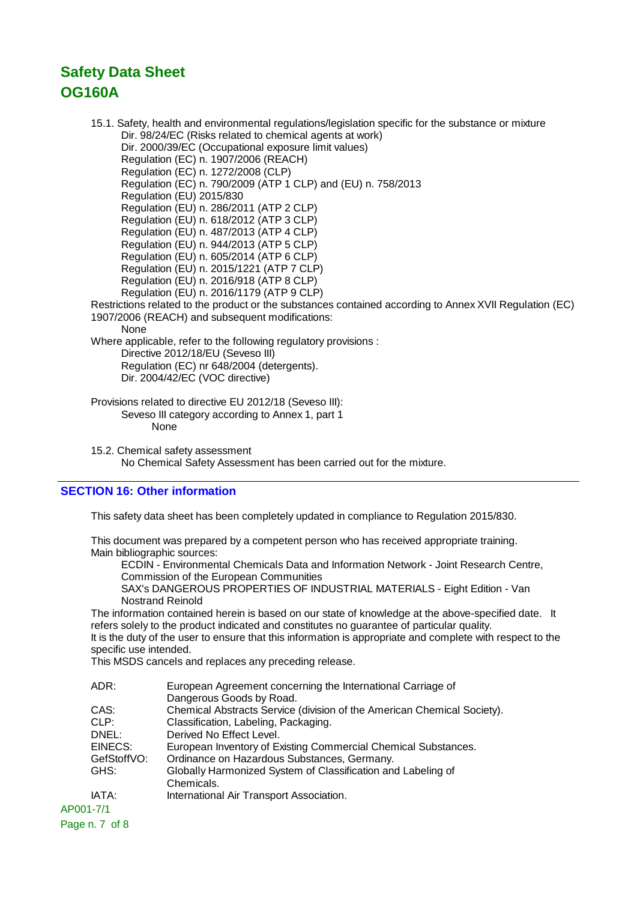15.1. Safety, health and environmental regulations/legislation specific for the substance or mixture

- Dir. 98/24/EC (Risks related to chemical agents at work)
- Dir. 2000/39/EC (Occupational exposure limit values)
- Regulation (EC) n. 1907/2006 (REACH)
- Regulation (EC) n. 1272/2008 (CLP)
- Regulation (EC) n. 790/2009 (ATP 1 CLP) and (EU) n. 758/2013
- Regulation (EU) 2015/830
- Regulation (EU) n. 286/2011 (ATP 2 CLP)
- Regulation (EU) n. 618/2012 (ATP 3 CLP)
- Regulation (EU) n. 487/2013 (ATP 4 CLP)
- Regulation (EU) n. 944/2013 (ATP 5 CLP)
- Regulation (EU) n. 605/2014 (ATP 6 CLP)
- Regulation (EU) n. 2015/1221 (ATP 7 CLP)
- Regulation (EU) n. 2016/918 (ATP 8 CLP)
- Regulation (EU) n. 2016/1179 (ATP 9 CLP)

Restrictions related to the product or the substances contained according to Annex XVII Regulation (EC) 1907/2006 (REACH) and subsequent modifications:

None

Where applicable, refer to the following regulatory provisions :

- Directive 2012/18/EU (Seveso III)
- Regulation (EC) nr 648/2004 (detergents).
- Dir. 2004/42/EC (VOC directive)

Provisions related to directive EU 2012/18 (Seveso III):

Seveso III category according to Annex 1, part 1

None

15.2. Chemical safety assessment

No Chemical Safety Assessment has been carried out for the mixture.

## SECTION 16: Other information

This safety data sheet has been completely updated in compliance to Regulation 2015/830.

This document was prepared by a competent person who has received appropriate training.
Main bibliographic sources:

- ECDIN - Environmental Chemicals Data and Information Network - Joint Research Centre, Commission of the European Communities
- SAX's DANGEROUS PROPERTIES OF INDUSTRIAL MATERIALS - Eight Edition - Van Nostrand Reinold

The information contained herein is based on our state of knowledge at the above-specified date. It refers solely to the product indicated and constitutes no guarantee of particular quality.
It is the duty of the user to ensure that this information is appropriate and complete with respect to the specific use intended.
This MSDS cancels and replaces any preceding release.

| | |
|---|---|
| ADR: | European Agreement concerning the International Carriage of Dangerous Goods by Road. |
| CAS: | Chemical Abstracts Service (division of the American Chemical Society). |
| CLP: | Classification, Labeling, Packaging. |
| DNEL: | Derived No Effect Level. |
| EINECS: | European Inventory of Existing Commercial Chemical Substances. |
| GefStoffVO: | Ordinance on Hazardous Substances, Germany. |
| GHS: | Globally Harmonized System of Classification and Labeling of Chemicals. |
| IATA: | International Air Transport Association. |

AP001-7/1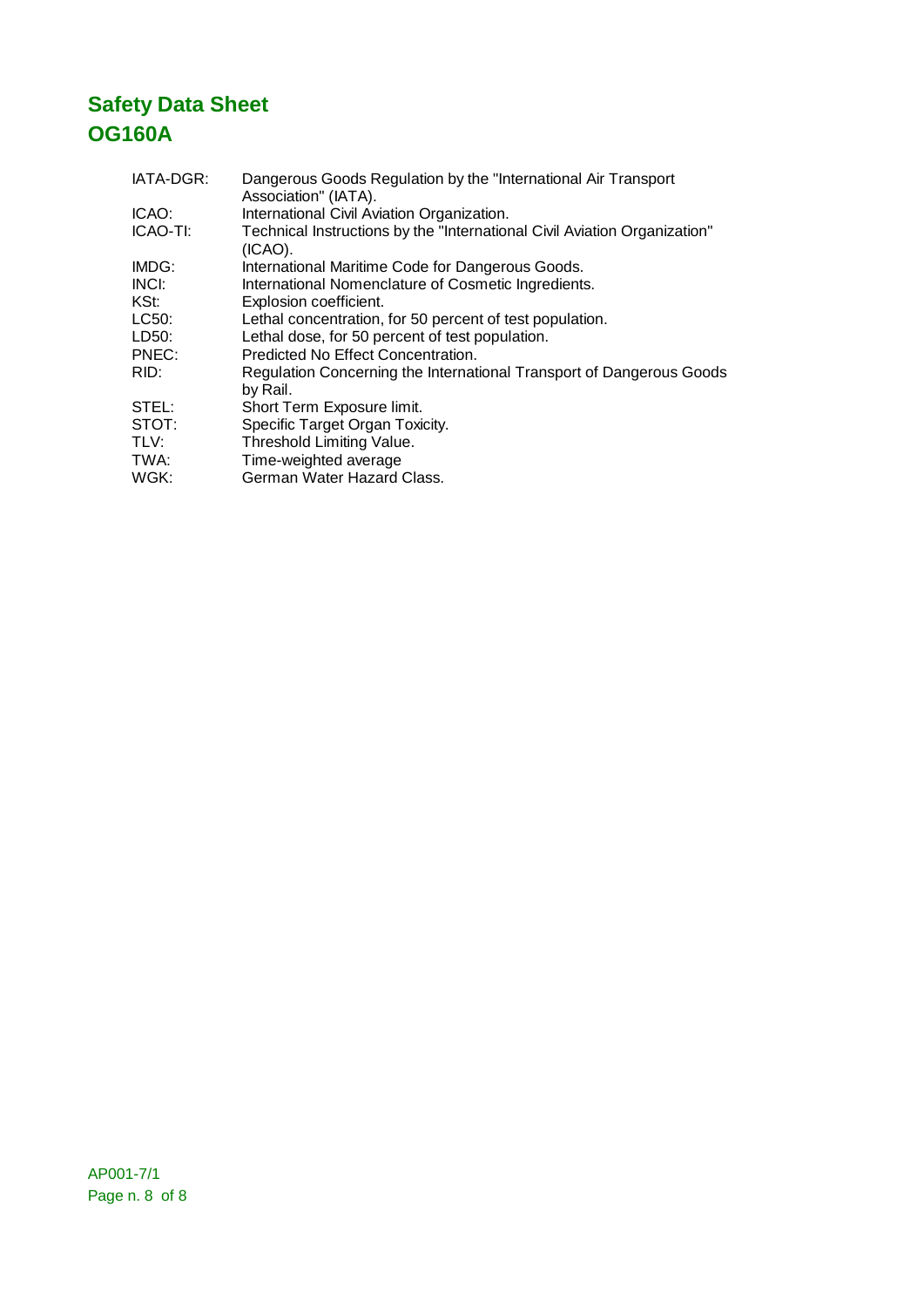| | |
|---|---|
| IATA-DGR: | Dangerous Goods Regulation by the "International Air Transport Association" (IATA). |
| ICAO: | International Civil Aviation Organization. |
| ICAO-TI: | Technical Instructions by the "International Civil Aviation Organization" (ICAO). |
| IMDG: | International Maritime Code for Dangerous Goods. |
| INCI: | International Nomenclature of Cosmetic Ingredients. |
| KSt: | Explosion coefficient. |
| LC50: | Lethal concentration, for 50 percent of test population. |
| LD50: | Lethal dose, for 50 percent of test population. |
| PNEC: | Predicted No Effect Concentration. |
| RID: | Regulation Concerning the International Transport of Dangerous Goods by Rail. |
| STEL: | Short Term Exposure limit. |
| STOT: | Specific Target Organ Toxicity. |
| TLV: | Threshold Limiting Value. |
| TWA: | Time-weighted average |
| WGK: | German Water Hazard Class. |